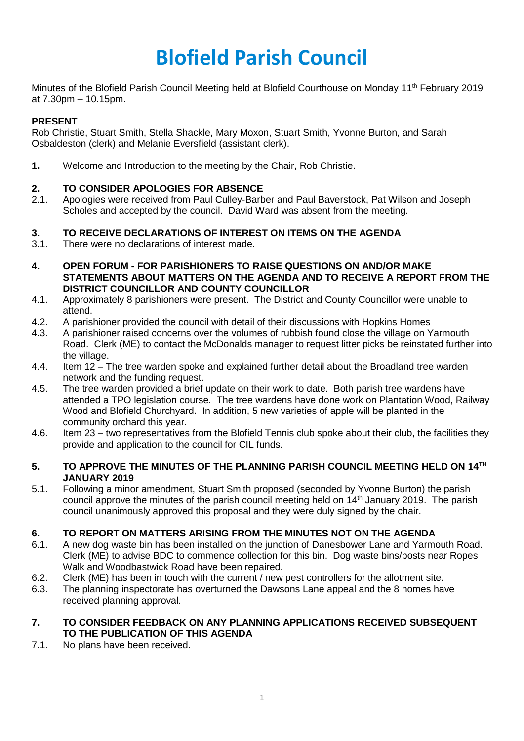# Blofield Parish Council

Minutes of the Blofield Parish Council Meeting held at Blofield Courthouse on Monday 11th February 2019 at 7.30pm – 10.15pm.

**PRESENT**

Rob Christie, Stuart Smith, Stella Shackle, Mary Moxon, Stuart Smith, Yvonne Burton, and Sarah Osbaldeston (clerk) and Melanie Eversfield (assistant clerk).

**1.** Welcome and Introduction to the meeting by the Chair, Rob Christie.

**2. TO CONSIDER APOLOGIES FOR ABSENCE**

2.1. Apologies were received from Paul Culley-Barber and Paul Baverstock, Pat Wilson and Joseph Scholes and accepted by the council. David Ward was absent from the meeting.

**3. TO RECEIVE DECLARATIONS OF INTEREST ON ITEMS ON THE AGENDA**

3.1. There were no declarations of interest made.

**4. OPEN FORUM - FOR PARISHIONERS TO RAISE QUESTIONS ON AND/OR MAKE STATEMENTS ABOUT MATTERS ON THE AGENDA AND TO RECEIVE A REPORT FROM THE DISTRICT COUNCILLOR AND COUNTY COUNCILLOR**

4.1. Approximately 8 parishioners were present. The District and County Councillor were unable to attend.

4.2. A parishioner provided the council with detail of their discussions with Hopkins Homes

4.3. A parishioner raised concerns over the volumes of rubbish found close the village on Yarmouth Road. Clerk (ME) to contact the McDonalds manager to request litter picks be reinstated further into the village.

4.4. Item 12 – The tree warden spoke and explained further detail about the Broadland tree warden network and the funding request.

4.5. The tree warden provided a brief update on their work to date. Both parish tree wardens have attended a TPO legislation course. The tree wardens have done work on Plantation Wood, Railway Wood and Blofield Churchyard. In addition, 5 new varieties of apple will be planted in the community orchard this year.

4.6. Item 23 – two representatives from the Blofield Tennis club spoke about their club, the facilities they provide and application to the council for CIL funds.

**5. TO APPROVE THE MINUTES OF THE PLANNING PARISH COUNCIL MEETING HELD ON 14TH JANUARY 2019**

5.1. Following a minor amendment, Stuart Smith proposed (seconded by Yvonne Burton) the parish council approve the minutes of the parish council meeting held on 14th January 2019. The parish council unanimously approved this proposal and they were duly signed by the chair.

**6. TO REPORT ON MATTERS ARISING FROM THE MINUTES NOT ON THE AGENDA**

6.1. A new dog waste bin has been installed on the junction of Danesbower Lane and Yarmouth Road. Clerk (ME) to advise BDC to commence collection for this bin. Dog waste bins/posts near Ropes Walk and Woodbastwick Road have been repaired.

6.2. Clerk (ME) has been in touch with the current / new pest controllers for the allotment site.

6.3. The planning inspectorate has overturned the Dawsons Lane appeal and the 8 homes have received planning approval.

**7. TO CONSIDER FEEDBACK ON ANY PLANNING APPLICATIONS RECEIVED SUBSEQUENT TO THE PUBLICATION OF THIS AGENDA**

7.1. No plans have been received.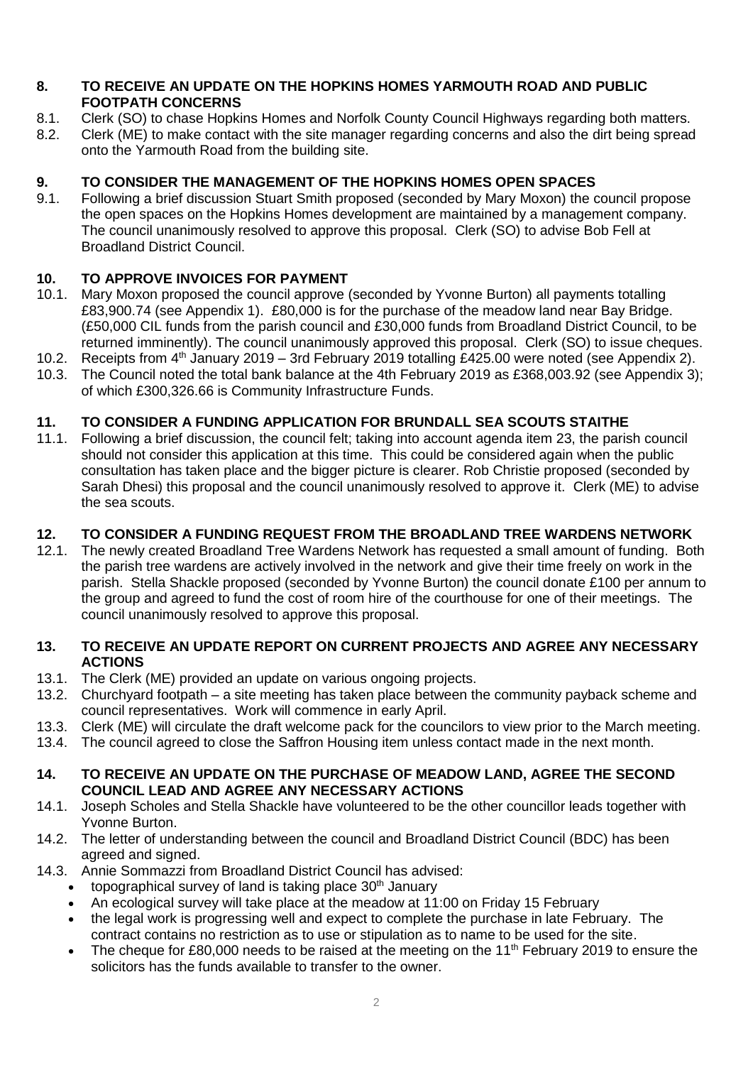## 8. TO RECEIVE AN UPDATE ON THE HOPKINS HOMES YARMOUTH ROAD AND PUBLIC FOOTPATH CONCERNS

8.1. Clerk (SO) to chase Hopkins Homes and Norfolk County Council Highways regarding both matters.

8.2. Clerk (ME) to make contact with the site manager regarding concerns and also the dirt being spread onto the Yarmouth Road from the building site.

## 9. TO CONSIDER THE MANAGEMENT OF THE HOPKINS HOMES OPEN SPACES

9.1. Following a brief discussion Stuart Smith proposed (seconded by Mary Moxon) the council propose the open spaces on the Hopkins Homes development are maintained by a management company. The council unanimously resolved to approve this proposal. Clerk (SO) to advise Bob Fell at Broadland District Council.

## 10. TO APPROVE INVOICES FOR PAYMENT

10.1. Mary Moxon proposed the council approve (seconded by Yvonne Burton) all payments totalling £83,900.74 (see Appendix 1). £80,000 is for the purchase of the meadow land near Bay Bridge. (£50,000 CIL funds from the parish council and £30,000 funds from Broadland District Council, to be returned imminently). The council unanimously approved this proposal. Clerk (SO) to issue cheques.

10.2. Receipts from 4th January 2019 – 3rd February 2019 totalling £425.00 were noted (see Appendix 2).

10.3. The Council noted the total bank balance at the 4th February 2019 as £368,003.92 (see Appendix 3); of which £300,326.66 is Community Infrastructure Funds.

## 11. TO CONSIDER A FUNDING APPLICATION FOR BRUNDALL SEA SCOUTS STAITHE

11.1. Following a brief discussion, the council felt; taking into account agenda item 23, the parish council should not consider this application at this time. This could be considered again when the public consultation has taken place and the bigger picture is clearer. Rob Christie proposed (seconded by Sarah Dhesi) this proposal and the council unanimously resolved to approve it. Clerk (ME) to advise the sea scouts.

## 12. TO CONSIDER A FUNDING REQUEST FROM THE BROADLAND TREE WARDENS NETWORK

12.1. The newly created Broadland Tree Wardens Network has requested a small amount of funding. Both the parish tree wardens are actively involved in the network and give their time freely on work in the parish. Stella Shackle proposed (seconded by Yvonne Burton) the council donate £100 per annum to the group and agreed to fund the cost of room hire of the courthouse for one of their meetings. The council unanimously resolved to approve this proposal.

## 13. TO RECEIVE AN UPDATE REPORT ON CURRENT PROJECTS AND AGREE ANY NECESSARY ACTIONS

13.1. The Clerk (ME) provided an update on various ongoing projects.

13.2. Churchyard footpath – a site meeting has taken place between the community payback scheme and council representatives. Work will commence in early April.

13.3. Clerk (ME) will circulate the draft welcome pack for the councilors to view prior to the March meeting.

13.4. The council agreed to close the Saffron Housing item unless contact made in the next month.

## 14. TO RECEIVE AN UPDATE ON THE PURCHASE OF MEADOW LAND, AGREE THE SECOND COUNCIL LEAD AND AGREE ANY NECESSARY ACTIONS

14.1. Joseph Scholes and Stella Shackle have volunteered to be the other councillor leads together with Yvonne Burton.

14.2. The letter of understanding between the council and Broadland District Council (BDC) has been agreed and signed.

14.3. Annie Sommazzi from Broadland District Council has advised:

- topographical survey of land is taking place 30th January
- An ecological survey will take place at the meadow at 11:00 on Friday 15 February
- the legal work is progressing well and expect to complete the purchase in late February. The contract contains no restriction as to use or stipulation as to name to be used for the site.
- The cheque for £80,000 needs to be raised at the meeting on the 11th February 2019 to ensure the solicitors has the funds available to transfer to the owner.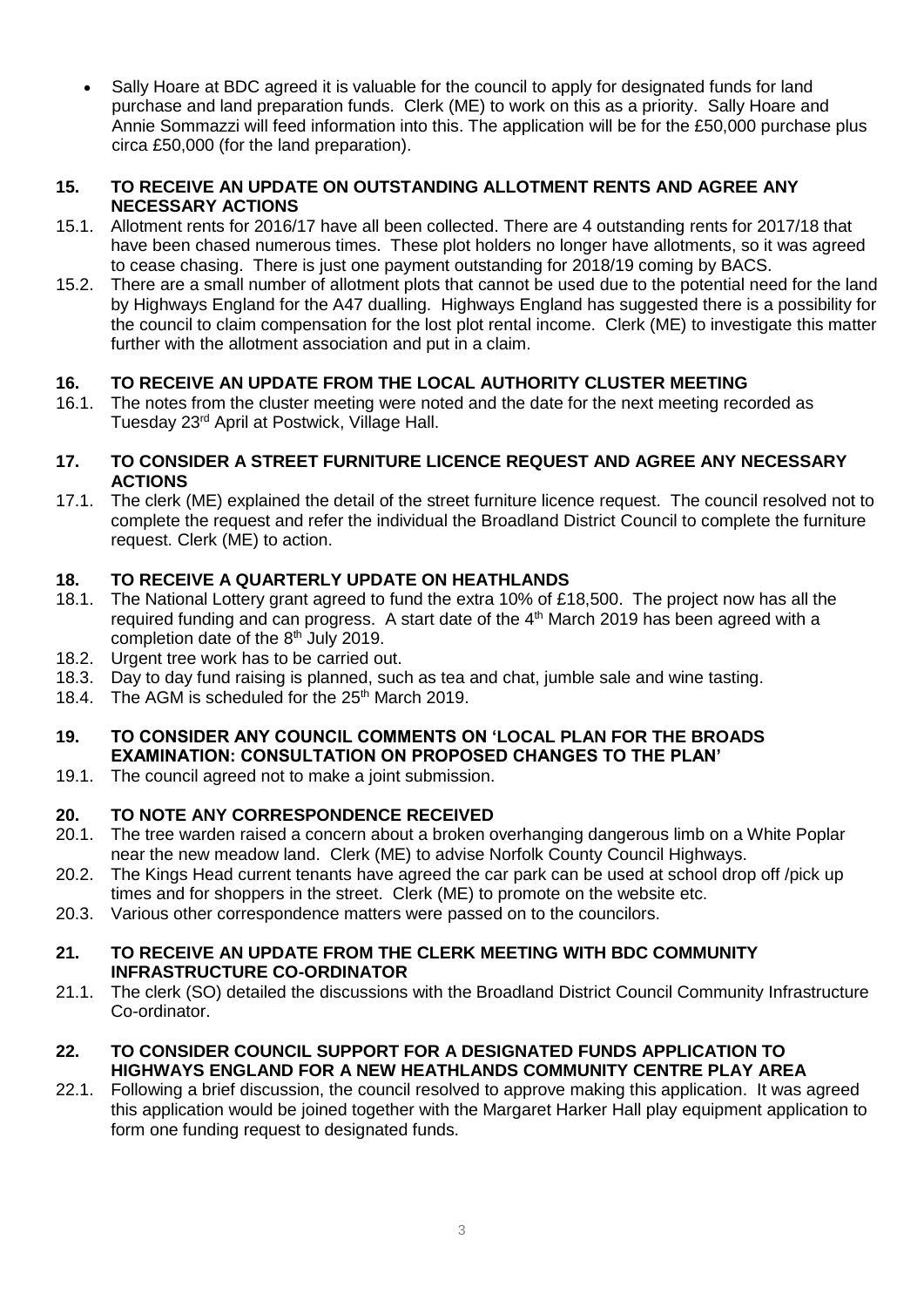- Sally Hoare at BDC agreed it is valuable for the council to apply for designated funds for land purchase and land preparation funds. Clerk (ME) to work on this as a priority. Sally Hoare and Annie Sommazzi will feed information into this. The application will be for the £50,000 purchase plus circa £50,000 (for the land preparation).

## 15. TO RECEIVE AN UPDATE ON OUTSTANDING ALLOTMENT RENTS AND AGREE ANY NECESSARY ACTIONS

15.1. Allotment rents for 2016/17 have all been collected. There are 4 outstanding rents for 2017/18 that have been chased numerous times. These plot holders no longer have allotments, so it was agreed to cease chasing. There is just one payment outstanding for 2018/19 coming by BACS.

15.2. There are a small number of allotment plots that cannot be used due to the potential need for the land by Highways England for the A47 dualling. Highways England has suggested there is a possibility for the council to claim compensation for the lost plot rental income. Clerk (ME) to investigate this matter further with the allotment association and put in a claim.

## 16. TO RECEIVE AN UPDATE FROM THE LOCAL AUTHORITY CLUSTER MEETING

16.1. The notes from the cluster meeting were noted and the date for the next meeting recorded as Tuesday 23rd April at Postwick, Village Hall.

## 17. TO CONSIDER A STREET FURNITURE LICENCE REQUEST AND AGREE ANY NECESSARY ACTIONS

17.1. The clerk (ME) explained the detail of the street furniture licence request. The council resolved not to complete the request and refer the individual the Broadland District Council to complete the furniture request. Clerk (ME) to action.

## 18. TO RECEIVE A QUARTERLY UPDATE ON HEATHLANDS

18.1. The National Lottery grant agreed to fund the extra 10% of £18,500. The project now has all the required funding and can progress. A start date of the 4th March 2019 has been agreed with a completion date of the 8th July 2019.

18.2. Urgent tree work has to be carried out.

18.3. Day to day fund raising is planned, such as tea and chat, jumble sale and wine tasting.

18.4. The AGM is scheduled for the 25th March 2019.

## 19. TO CONSIDER ANY COUNCIL COMMENTS ON 'LOCAL PLAN FOR THE BROADS EXAMINATION: CONSULTATION ON PROPOSED CHANGES TO THE PLAN'

19.1. The council agreed not to make a joint submission.

## 20. TO NOTE ANY CORRESPONDENCE RECEIVED

20.1. The tree warden raised a concern about a broken overhanging dangerous limb on a White Poplar near the new meadow land. Clerk (ME) to advise Norfolk County Council Highways.

20.2. The Kings Head current tenants have agreed the car park can be used at school drop off /pick up times and for shoppers in the street. Clerk (ME) to promote on the website etc.

20.3. Various other correspondence matters were passed on to the councilors.

## 21. TO RECEIVE AN UPDATE FROM THE CLERK MEETING WITH BDC COMMUNITY INFRASTRUCTURE CO-ORDINATOR

21.1. The clerk (SO) detailed the discussions with the Broadland District Council Community Infrastructure Co-ordinator.

## 22. TO CONSIDER COUNCIL SUPPORT FOR A DESIGNATED FUNDS APPLICATION TO HIGHWAYS ENGLAND FOR A NEW HEATHLANDS COMMUNITY CENTRE PLAY AREA

22.1. Following a brief discussion, the council resolved to approve making this application. It was agreed this application would be joined together with the Margaret Harker Hall play equipment application to form one funding request to designated funds.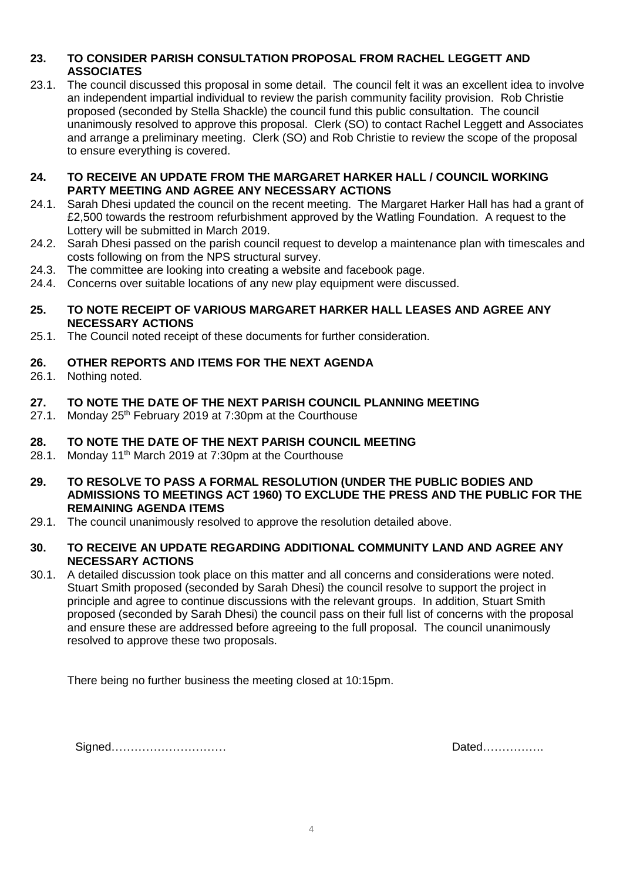**23. TO CONSIDER PARISH CONSULTATION PROPOSAL FROM RACHEL LEGGETT AND ASSOCIATES**

23.1. The council discussed this proposal in some detail. The council felt it was an excellent idea to involve an independent impartial individual to review the parish community facility provision. Rob Christie proposed (seconded by Stella Shackle) the council fund this public consultation. The council unanimously resolved to approve this proposal. Clerk (SO) to contact Rachel Leggett and Associates and arrange a preliminary meeting. Clerk (SO) and Rob Christie to review the scope of the proposal to ensure everything is covered.

**24. TO RECEIVE AN UPDATE FROM THE MARGARET HARKER HALL / COUNCIL WORKING PARTY MEETING AND AGREE ANY NECESSARY ACTIONS**

24.1. Sarah Dhesi updated the council on the recent meeting. The Margaret Harker Hall has had a grant of £2,500 towards the restroom refurbishment approved by the Watling Foundation. A request to the Lottery will be submitted in March 2019.

24.2. Sarah Dhesi passed on the parish council request to develop a maintenance plan with timescales and costs following on from the NPS structural survey.

24.3. The committee are looking into creating a website and facebook page.

24.4. Concerns over suitable locations of any new play equipment were discussed.

**25. TO NOTE RECEIPT OF VARIOUS MARGARET HARKER HALL LEASES AND AGREE ANY NECESSARY ACTIONS**

25.1. The Council noted receipt of these documents for further consideration.

**26. OTHER REPORTS AND ITEMS FOR THE NEXT AGENDA**

26.1. Nothing noted.

**27. TO NOTE THE DATE OF THE NEXT PARISH COUNCIL PLANNING MEETING**

27.1. Monday 25th February 2019 at 7:30pm at the Courthouse

**28. TO NOTE THE DATE OF THE NEXT PARISH COUNCIL MEETING**

28.1. Monday 11th March 2019 at 7:30pm at the Courthouse

**29. TO RESOLVE TO PASS A FORMAL RESOLUTION (UNDER THE PUBLIC BODIES AND ADMISSIONS TO MEETINGS ACT 1960) TO EXCLUDE THE PRESS AND THE PUBLIC FOR THE REMAINING AGENDA ITEMS**

29.1. The council unanimously resolved to approve the resolution detailed above.

**30. TO RECEIVE AN UPDATE REGARDING ADDITIONAL COMMUNITY LAND AND AGREE ANY NECESSARY ACTIONS**

30.1. A detailed discussion took place on this matter and all concerns and considerations were noted. Stuart Smith proposed (seconded by Sarah Dhesi) the council resolve to support the project in principle and agree to continue discussions with the relevant groups. In addition, Stuart Smith proposed (seconded by Sarah Dhesi) the council pass on their full list of concerns with the proposal and ensure these are addressed before agreeing to the full proposal. The council unanimously resolved to approve these two proposals.

There being no further business the meeting closed at 10:15pm.

Signed………………………… Dated…………….